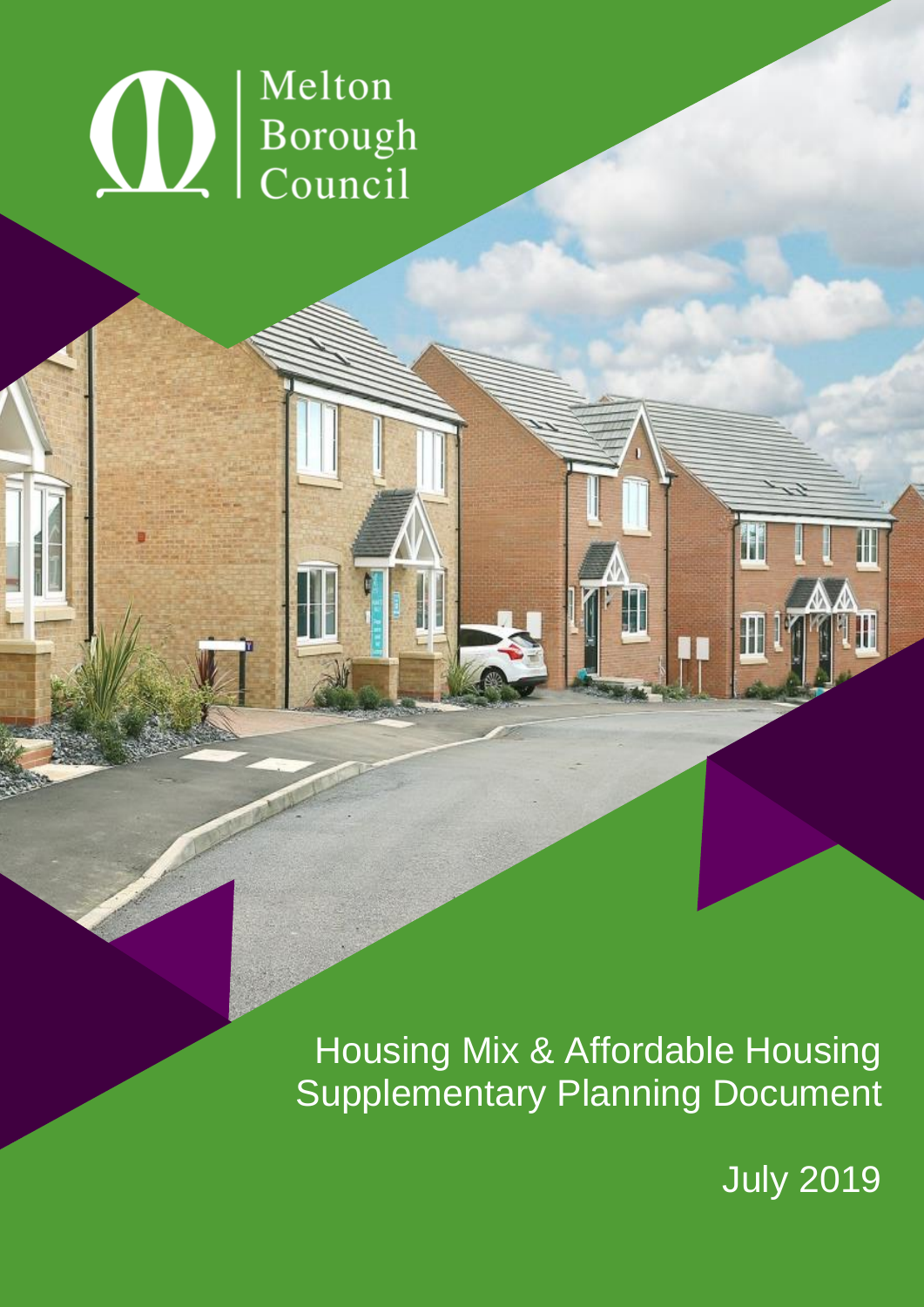Melton Borough Council

# Housing Mix & Affordable Housing Supplementary Planning Document

July 2019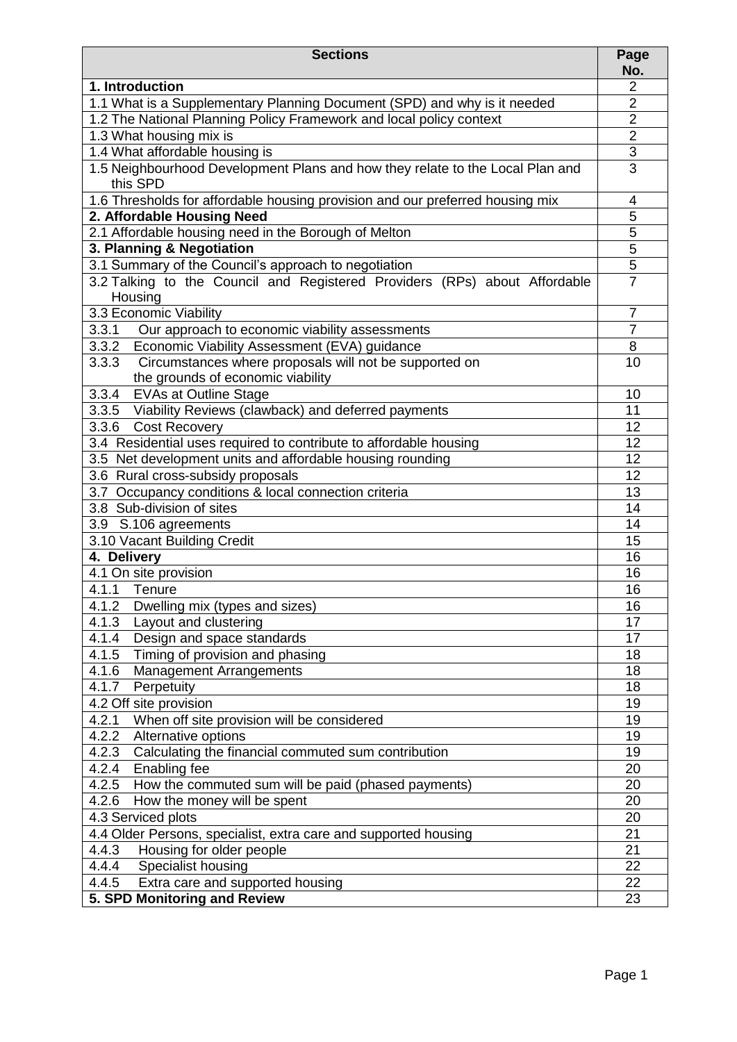| Sections | Page No. |
|---|---|
| **1. Introduction** | 2 |
| 1.1 What is a Supplementary Planning Document (SPD) and why is it needed | 2 |
| 1.2 The National Planning Policy Framework and local policy context | 2 |
| 1.3 What housing mix is | 2 |
| 1.4 What affordable housing is | 3 |
| 1.5 Neighbourhood Development Plans and how they relate to the Local Plan and this SPD | 3 |
| 1.6 Thresholds for affordable housing provision and our preferred housing mix | 4 |
| **2. Affordable Housing Need** | 5 |
| 2.1 Affordable housing need in the Borough of Melton | 5 |
| **3. Planning & Negotiation** | 5 |
| 3.1 Summary of the Council's approach to negotiation | 5 |
| 3.2 Talking to the Council and Registered Providers (RPs) about Affordable Housing | 7 |
| 3.3 Economic Viability | 7 |
| 3.3.1 Our approach to economic viability assessments | 7 |
| 3.3.2 Economic Viability Assessment (EVA) guidance | 8 |
| 3.3.3 Circumstances where proposals will not be supported on the grounds of economic viability | 10 |
| 3.3.4 EVAs at Outline Stage | 10 |
| 3.3.5 Viability Reviews (clawback) and deferred payments | 11 |
| 3.3.6 Cost Recovery | 12 |
| 3.4 Residential uses required to contribute to affordable housing | 12 |
| 3.5 Net development units and affordable housing rounding | 12 |
| 3.6 Rural cross-subsidy proposals | 12 |
| 3.7 Occupancy conditions & local connection criteria | 13 |
| 3.8 Sub-division of sites | 14 |
| 3.9 S.106 agreements | 14 |
| 3.10 Vacant Building Credit | 15 |
| **4. Delivery** | 16 |
| 4.1 On site provision | 16 |
| 4.1.1 Tenure | 16 |
| 4.1.2 Dwelling mix (types and sizes) | 16 |
| 4.1.3 Layout and clustering | 17 |
| 4.1.4 Design and space standards | 17 |
| 4.1.5 Timing of provision and phasing | 18 |
| 4.1.6 Management Arrangements | 18 |
| 4.1.7 Perpetuity | 18 |
| 4.2 Off site provision | 19 |
| 4.2.1 When off site provision will be considered | 19 |
| 4.2.2 Alternative options | 19 |
| 4.2.3 Calculating the financial commuted sum contribution | 19 |
| 4.2.4 Enabling fee | 20 |
| 4.2.5 How the commuted sum will be paid (phased payments) | 20 |
| 4.2.6 How the money will be spent | 20 |
| 4.3 Serviced plots | 20 |
| 4.4 Older Persons, specialist, extra care and supported housing | 21 |
| 4.4.3 Housing for older people | 21 |
| 4.4.4 Specialist housing | 22 |
| 4.4.5 Extra care and supported housing | 22 |
| **5. SPD Monitoring and Review** | 23 |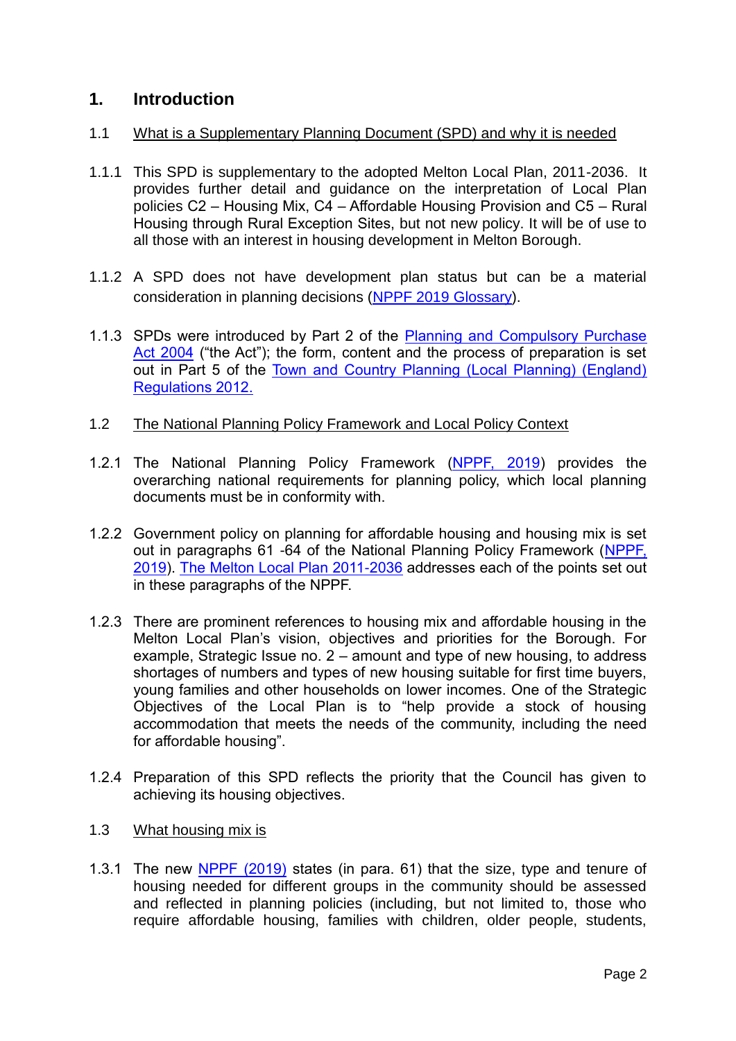# 1. Introduction

## 1.1 What is a Supplementary Planning Document (SPD) and why it is needed

1.1.1 This SPD is supplementary to the adopted Melton Local Plan, 2011-2036. It provides further detail and guidance on the interpretation of Local Plan policies C2 – Housing Mix, C4 – Affordable Housing Provision and C5 – Rural Housing through Rural Exception Sites, but not new policy. It will be of use to all those with an interest in housing development in Melton Borough.

1.1.2 A SPD does not have development plan status but can be a material consideration in planning decisions (NPPF 2019 Glossary).

1.1.3 SPDs were introduced by Part 2 of the Planning and Compulsory Purchase Act 2004 ("the Act"); the form, content and the process of preparation is set out in Part 5 of the Town and Country Planning (Local Planning) (England) Regulations 2012.

## 1.2 The National Planning Policy Framework and Local Policy Context

1.2.1 The National Planning Policy Framework (NPPF, 2019) provides the overarching national requirements for planning policy, which local planning documents must be in conformity with.

1.2.2 Government policy on planning for affordable housing and housing mix is set out in paragraphs 61 -64 of the National Planning Policy Framework (NPPF, 2019). The Melton Local Plan 2011-2036 addresses each of the points set out in these paragraphs of the NPPF.

1.2.3 There are prominent references to housing mix and affordable housing in the Melton Local Plan's vision, objectives and priorities for the Borough. For example, Strategic Issue no. 2 – amount and type of new housing, to address shortages of numbers and types of new housing suitable for first time buyers, young families and other households on lower incomes. One of the Strategic Objectives of the Local Plan is to "help provide a stock of housing accommodation that meets the needs of the community, including the need for affordable housing".

1.2.4 Preparation of this SPD reflects the priority that the Council has given to achieving its housing objectives.

## 1.3 What housing mix is

1.3.1 The new NPPF (2019) states (in para. 61) that the size, type and tenure of housing needed for different groups in the community should be assessed and reflected in planning policies (including, but not limited to, those who require affordable housing, families with children, older people, students,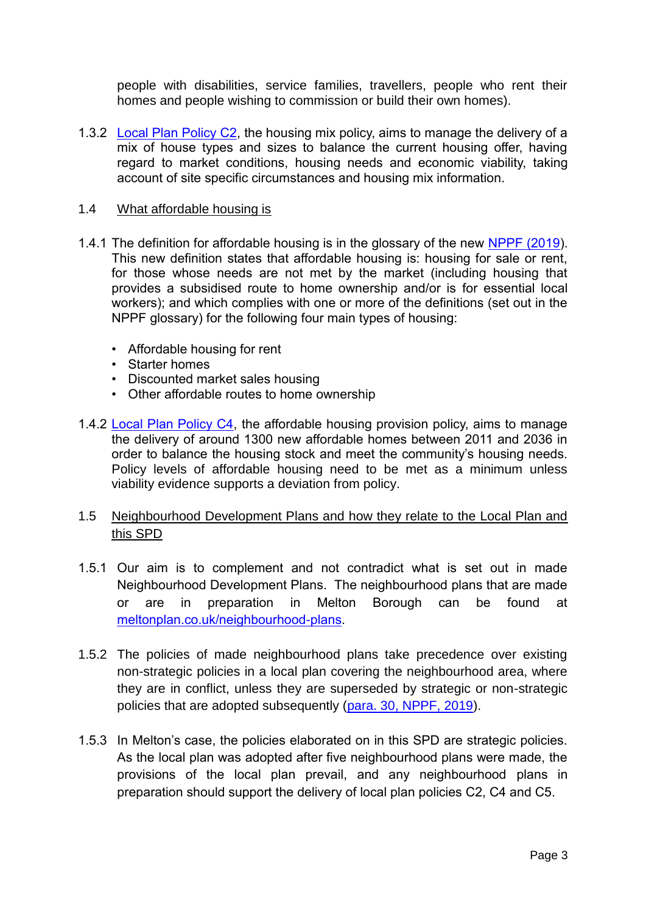people with disabilities, service families, travellers, people who rent their homes and people wishing to commission or build their own homes).

1.3.2 [Local Plan Policy C2](), the housing mix policy, aims to manage the delivery of a mix of house types and sizes to balance the current housing offer, having regard to market conditions, housing needs and economic viability, taking account of site specific circumstances and housing mix information.

## 1.4 What affordable housing is

1.4.1 The definition for affordable housing is in the glossary of the new [NPPF (2019)](). This new definition states that affordable housing is: housing for sale or rent, for those whose needs are not met by the market (including housing that provides a subsidised route to home ownership and/or is for essential local workers); and which complies with one or more of the definitions (set out in the NPPF glossary) for the following four main types of housing:

- Affordable housing for rent
- Starter homes
- Discounted market sales housing
- Other affordable routes to home ownership

1.4.2 [Local Plan Policy C4](), the affordable housing provision policy, aims to manage the delivery of around 1300 new affordable homes between 2011 and 2036 in order to balance the housing stock and meet the community's housing needs. Policy levels of affordable housing need to be met as a minimum unless viability evidence supports a deviation from policy.

## 1.5 Neighbourhood Development Plans and how they relate to the Local Plan and this SPD

1.5.1 Our aim is to complement and not contradict what is set out in made Neighbourhood Development Plans. The neighbourhood plans that are made or are in preparation in Melton Borough can be found at [meltonplan.co.uk/neighbourhood-plans]().

1.5.2 The policies of made neighbourhood plans take precedence over existing non-strategic policies in a local plan covering the neighbourhood area, where they are in conflict, unless they are superseded by strategic or non-strategic policies that are adopted subsequently ([para. 30, NPPF, 2019]()).

1.5.3 In Melton's case, the policies elaborated on in this SPD are strategic policies. As the local plan was adopted after five neighbourhood plans were made, the provisions of the local plan prevail, and any neighbourhood plans in preparation should support the delivery of local plan policies C2, C4 and C5.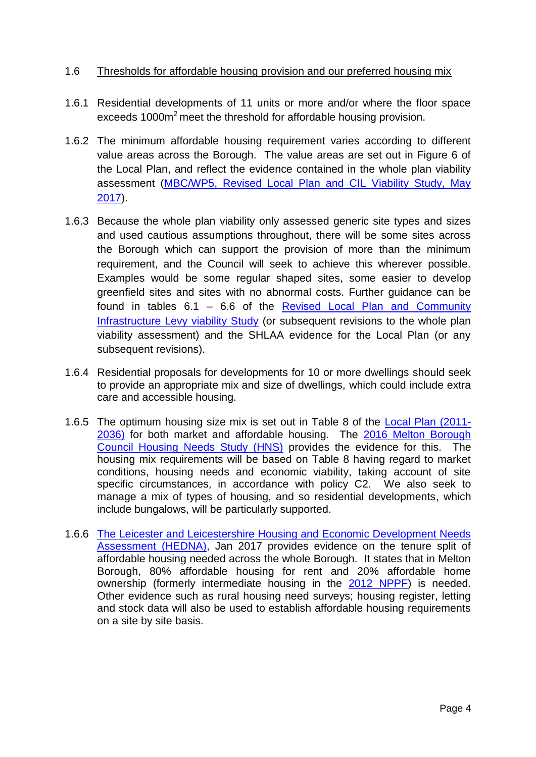## 1.6 Thresholds for affordable housing provision and our preferred housing mix

1.6.1 Residential developments of 11 units or more and/or where the floor space exceeds 1000m$^2$ meet the threshold for affordable housing provision.

1.6.2 The minimum affordable housing requirement varies according to different value areas across the Borough. The value areas are set out in Figure 6 of the Local Plan, and reflect the evidence contained in the whole plan viability assessment (MBC/WP5, Revised Local Plan and CIL Viability Study, May 2017).

1.6.3 Because the whole plan viability only assessed generic site types and sizes and used cautious assumptions throughout, there will be some sites across the Borough which can support the provision of more than the minimum requirement, and the Council will seek to achieve this wherever possible. Examples would be some regular shaped sites, some easier to develop greenfield sites and sites with no abnormal costs. Further guidance can be found in tables 6.1 – 6.6 of the Revised Local Plan and Community Infrastructure Levy viability Study (or subsequent revisions to the whole plan viability assessment) and the SHLAA evidence for the Local Plan (or any subsequent revisions).

1.6.4 Residential proposals for developments for 10 or more dwellings should seek to provide an appropriate mix and size of dwellings, which could include extra care and accessible housing.

1.6.5 The optimum housing size mix is set out in Table 8 of the Local Plan (2011-2036) for both market and affordable housing. The 2016 Melton Borough Council Housing Needs Study (HNS) provides the evidence for this. The housing mix requirements will be based on Table 8 having regard to market conditions, housing needs and economic viability, taking account of site specific circumstances, in accordance with policy C2. We also seek to manage a mix of types of housing, and so residential developments, which include bungalows, will be particularly supported.

1.6.6 The Leicester and Leicestershire Housing and Economic Development Needs Assessment (HEDNA), Jan 2017 provides evidence on the tenure split of affordable housing needed across the whole Borough. It states that in Melton Borough, 80% affordable housing for rent and 20% affordable home ownership (formerly intermediate housing in the 2012 NPPF) is needed. Other evidence such as rural housing need surveys; housing register, letting and stock data will also be used to establish affordable housing requirements on a site by site basis.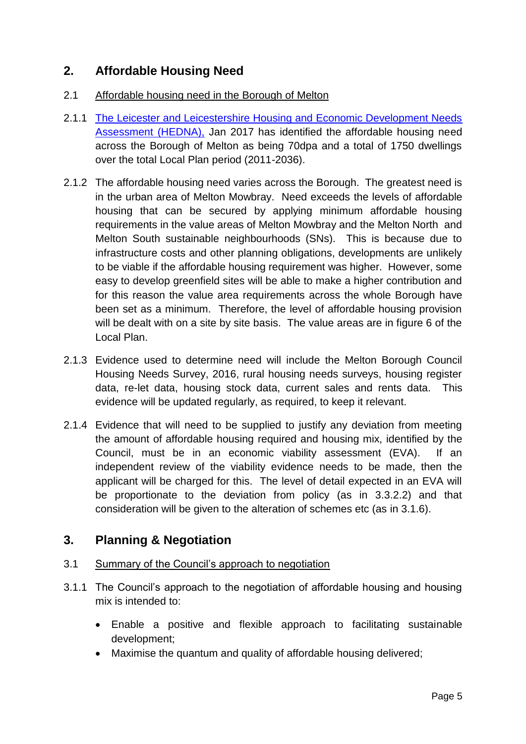## 2. Affordable Housing Need

### 2.1 Affordable housing need in the Borough of Melton

2.1.1 The Leicester and Leicestershire Housing and Economic Development Needs Assessment (HEDNA), Jan 2017 has identified the affordable housing need across the Borough of Melton as being 70dpa and a total of 1750 dwellings over the total Local Plan period (2011-2036).

2.1.2 The affordable housing need varies across the Borough. The greatest need is in the urban area of Melton Mowbray. Need exceeds the levels of affordable housing that can be secured by applying minimum affordable housing requirements in the value areas of Melton Mowbray and the Melton North and Melton South sustainable neighbourhoods (SNs). This is because due to infrastructure costs and other planning obligations, developments are unlikely to be viable if the affordable housing requirement was higher. However, some easy to develop greenfield sites will be able to make a higher contribution and for this reason the value area requirements across the whole Borough have been set as a minimum. Therefore, the level of affordable housing provision will be dealt with on a site by site basis. The value areas are in figure 6 of the Local Plan.

2.1.3 Evidence used to determine need will include the Melton Borough Council Housing Needs Survey, 2016, rural housing needs surveys, housing register data, re-let data, housing stock data, current sales and rents data. This evidence will be updated regularly, as required, to keep it relevant.

2.1.4 Evidence that will need to be supplied to justify any deviation from meeting the amount of affordable housing required and housing mix, identified by the Council, must be in an economic viability assessment (EVA). If an independent review of the viability evidence needs to be made, then the applicant will be charged for this. The level of detail expected in an EVA will be proportionate to the deviation from policy (as in 3.3.2.2) and that consideration will be given to the alteration of schemes etc (as in 3.1.6).

## 3. Planning & Negotiation

### 3.1 Summary of the Council's approach to negotiation

3.1.1 The Council's approach to the negotiation of affordable housing and housing mix is intended to:

- Enable a positive and flexible approach to facilitating sustainable development;
- Maximise the quantum and quality of affordable housing delivered;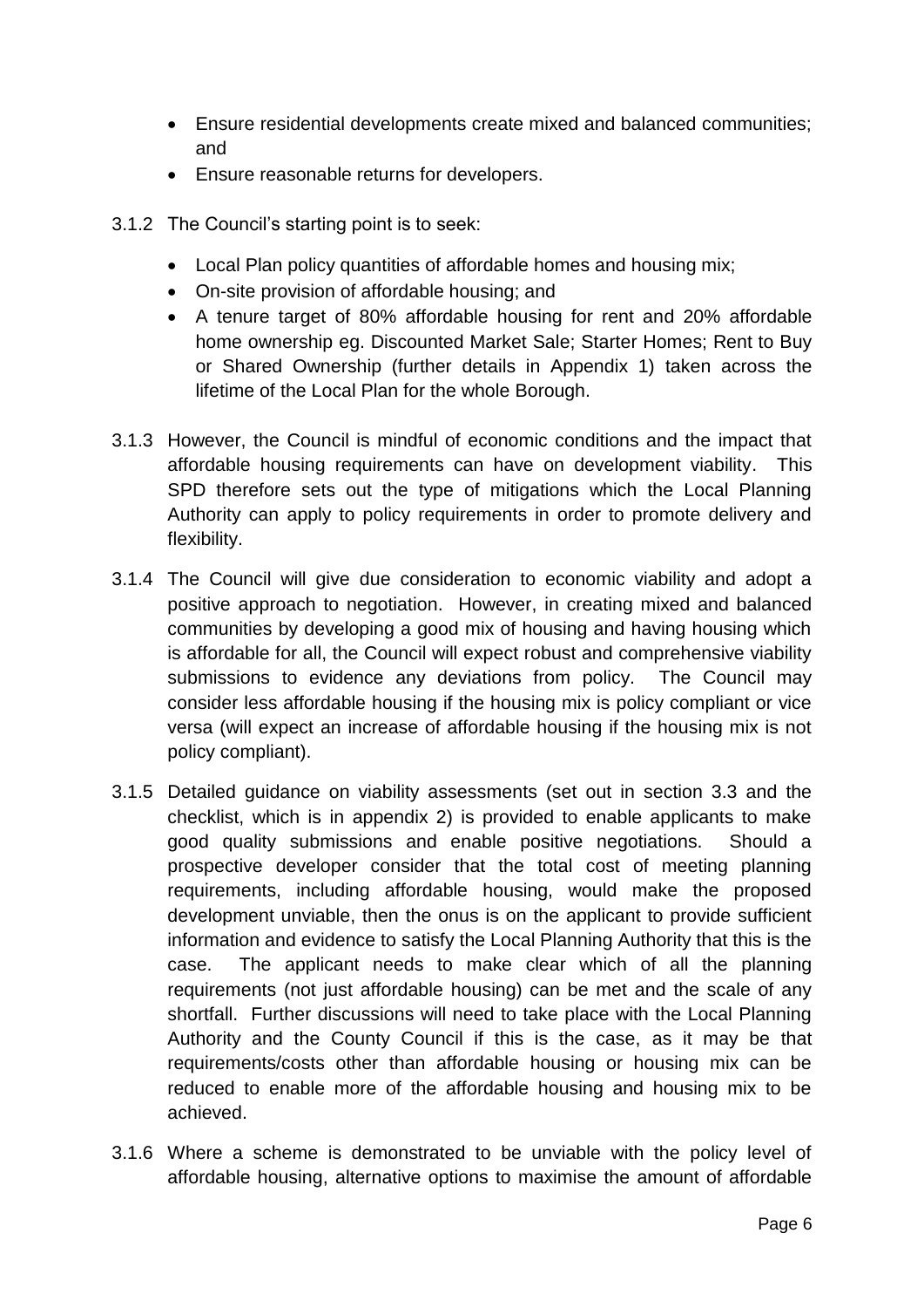- Ensure residential developments create mixed and balanced communities; and
- Ensure reasonable returns for developers.

3.1.2 The Council's starting point is to seek:

- Local Plan policy quantities of affordable homes and housing mix;
- On-site provision of affordable housing; and
- A tenure target of 80% affordable housing for rent and 20% affordable home ownership eg. Discounted Market Sale; Starter Homes; Rent to Buy or Shared Ownership (further details in Appendix 1) taken across the lifetime of the Local Plan for the whole Borough.

3.1.3 However, the Council is mindful of economic conditions and the impact that affordable housing requirements can have on development viability. This SPD therefore sets out the type of mitigations which the Local Planning Authority can apply to policy requirements in order to promote delivery and flexibility.

3.1.4 The Council will give due consideration to economic viability and adopt a positive approach to negotiation. However, in creating mixed and balanced communities by developing a good mix of housing and having housing which is affordable for all, the Council will expect robust and comprehensive viability submissions to evidence any deviations from policy. The Council may consider less affordable housing if the housing mix is policy compliant or vice versa (will expect an increase of affordable housing if the housing mix is not policy compliant).

3.1.5 Detailed guidance on viability assessments (set out in section 3.3 and the checklist, which is in appendix 2) is provided to enable applicants to make good quality submissions and enable positive negotiations. Should a prospective developer consider that the total cost of meeting planning requirements, including affordable housing, would make the proposed development unviable, then the onus is on the applicant to provide sufficient information and evidence to satisfy the Local Planning Authority that this is the case. The applicant needs to make clear which of all the planning requirements (not just affordable housing) can be met and the scale of any shortfall. Further discussions will need to take place with the Local Planning Authority and the County Council if this is the case, as it may be that requirements/costs other than affordable housing or housing mix can be reduced to enable more of the affordable housing and housing mix to be achieved.

3.1.6 Where a scheme is demonstrated to be unviable with the policy level of affordable housing, alternative options to maximise the amount of affordable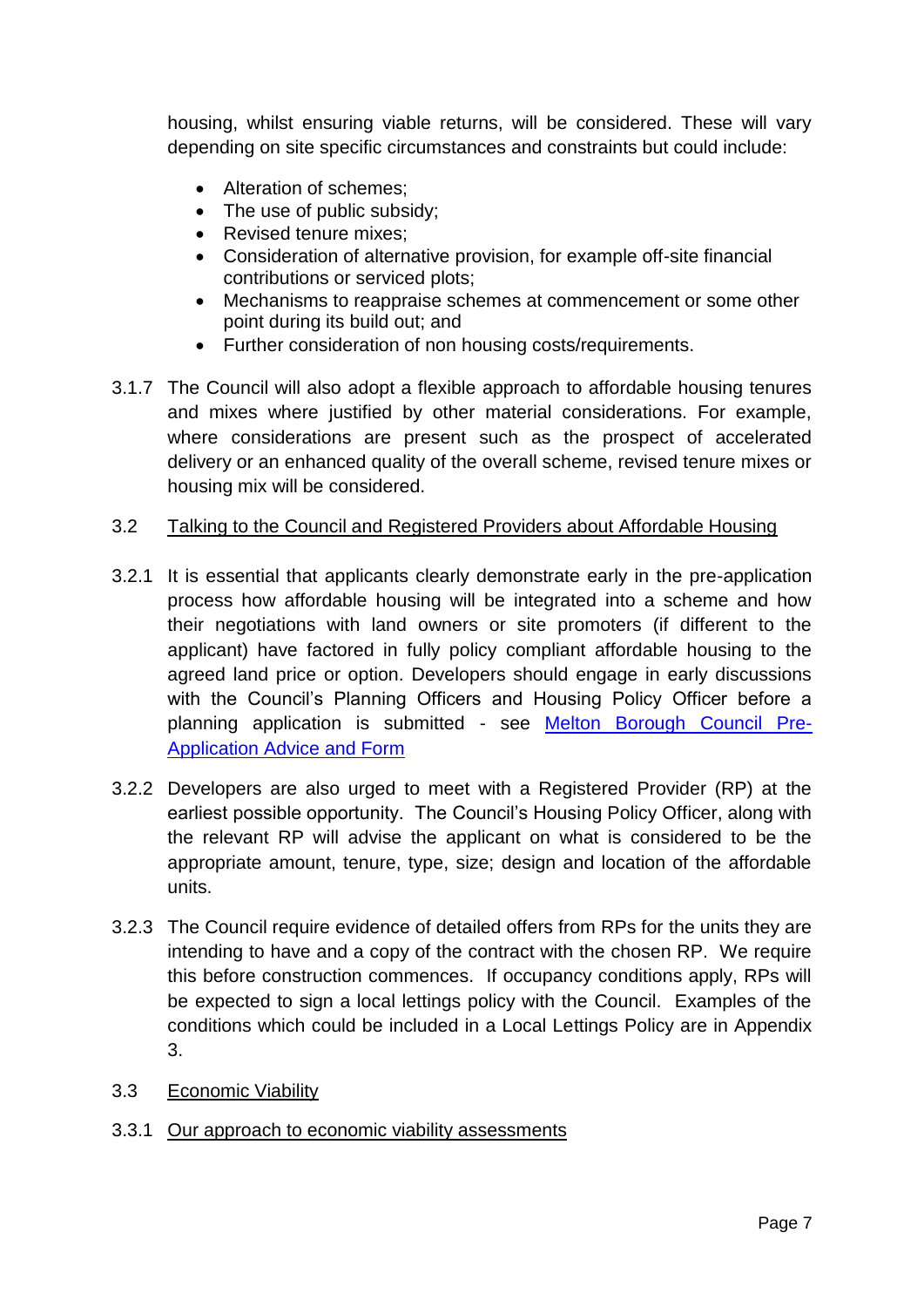housing, whilst ensuring viable returns, will be considered. These will vary depending on site specific circumstances and constraints but could include:

- Alteration of schemes;
- The use of public subsidy;
- Revised tenure mixes;
- Consideration of alternative provision, for example off-site financial contributions or serviced plots;
- Mechanisms to reappraise schemes at commencement or some other point during its build out; and
- Further consideration of non housing costs/requirements.

3.1.7 The Council will also adopt a flexible approach to affordable housing tenures and mixes where justified by other material considerations. For example, where considerations are present such as the prospect of accelerated delivery or an enhanced quality of the overall scheme, revised tenure mixes or housing mix will be considered.

## 3.2 Talking to the Council and Registered Providers about Affordable Housing

3.2.1 It is essential that applicants clearly demonstrate early in the pre-application process how affordable housing will be integrated into a scheme and how their negotiations with land owners or site promoters (if different to the applicant) have factored in fully policy compliant affordable housing to the agreed land price or option. Developers should engage in early discussions with the Council's Planning Officers and Housing Policy Officer before a planning application is submitted - see Melton Borough Council Pre-Application Advice and Form

3.2.2 Developers are also urged to meet with a Registered Provider (RP) at the earliest possible opportunity. The Council's Housing Policy Officer, along with the relevant RP will advise the applicant on what is considered to be the appropriate amount, tenure, type, size; design and location of the affordable units.

3.2.3 The Council require evidence of detailed offers from RPs for the units they are intending to have and a copy of the contract with the chosen RP. We require this before construction commences. If occupancy conditions apply, RPs will be expected to sign a local lettings policy with the Council. Examples of the conditions which could be included in a Local Lettings Policy are in Appendix 3.

## 3.3 Economic Viability

### 3.3.1 Our approach to economic viability assessments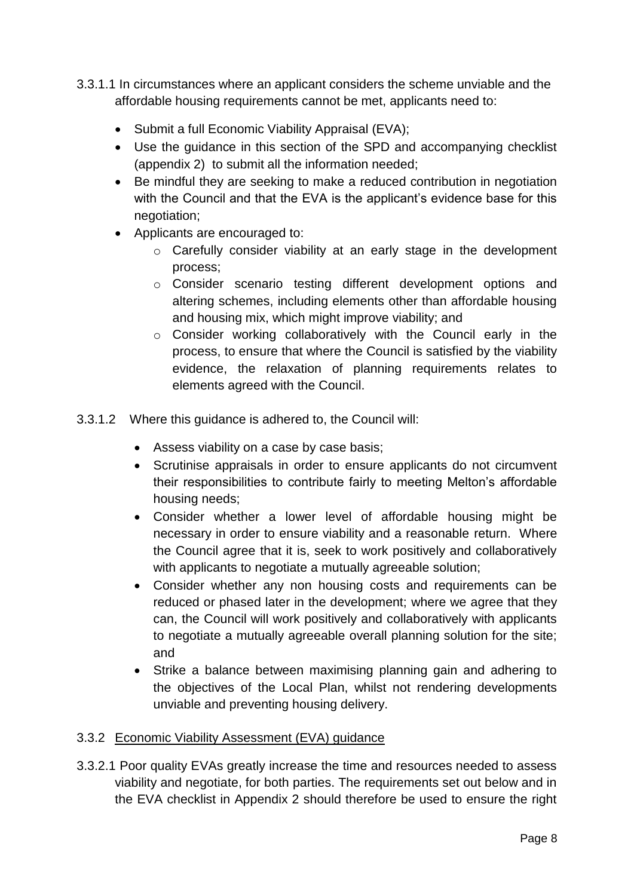3.3.1.1 In circumstances where an applicant considers the scheme unviable and the affordable housing requirements cannot be met, applicants need to:

- Submit a full Economic Viability Appraisal (EVA);
- Use the guidance in this section of the SPD and accompanying checklist (appendix 2) to submit all the information needed;
- Be mindful they are seeking to make a reduced contribution in negotiation with the Council and that the EVA is the applicant's evidence base for this negotiation;
- Applicants are encouraged to:
  - Carefully consider viability at an early stage in the development process;
  - Consider scenario testing different development options and altering schemes, including elements other than affordable housing and housing mix, which might improve viability; and
  - Consider working collaboratively with the Council early in the process, to ensure that where the Council is satisfied by the viability evidence, the relaxation of planning requirements relates to elements agreed with the Council.

3.3.1.2 Where this guidance is adhered to, the Council will:

- Assess viability on a case by case basis;
- Scrutinise appraisals in order to ensure applicants do not circumvent their responsibilities to contribute fairly to meeting Melton's affordable housing needs;
- Consider whether a lower level of affordable housing might be necessary in order to ensure viability and a reasonable return. Where the Council agree that it is, seek to work positively and collaboratively with applicants to negotiate a mutually agreeable solution;
- Consider whether any non housing costs and requirements can be reduced or phased later in the development; where we agree that they can, the Council will work positively and collaboratively with applicants to negotiate a mutually agreeable overall planning solution for the site; and
- Strike a balance between maximising planning gain and adhering to the objectives of the Local Plan, whilst not rendering developments unviable and preventing housing delivery.

### 3.3.2 Economic Viability Assessment (EVA) guidance

3.3.2.1 Poor quality EVAs greatly increase the time and resources needed to assess viability and negotiate, for both parties. The requirements set out below and in the EVA checklist in Appendix 2 should therefore be used to ensure the right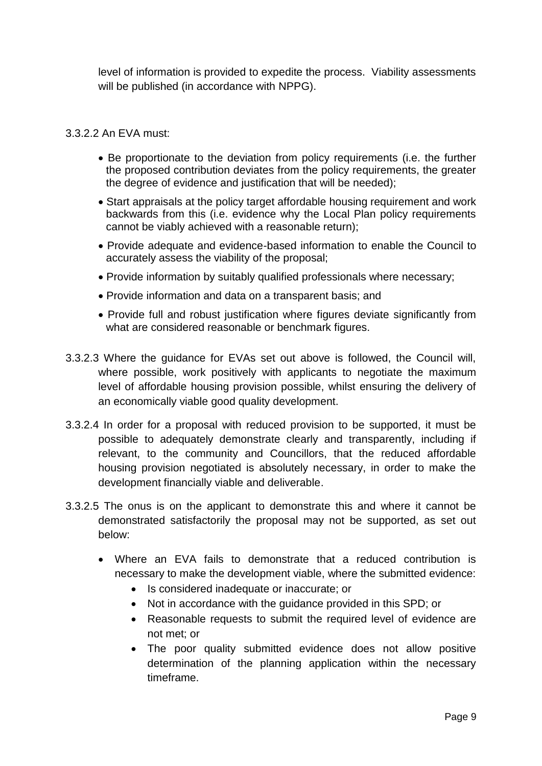level of information is provided to expedite the process. Viability assessments will be published (in accordance with NPPG).

3.3.2.2 An EVA must:

- Be proportionate to the deviation from policy requirements (i.e. the further the proposed contribution deviates from the policy requirements, the greater the degree of evidence and justification that will be needed);
- Start appraisals at the policy target affordable housing requirement and work backwards from this (i.e. evidence why the Local Plan policy requirements cannot be viably achieved with a reasonable return);
- Provide adequate and evidence-based information to enable the Council to accurately assess the viability of the proposal;
- Provide information by suitably qualified professionals where necessary;
- Provide information and data on a transparent basis; and
- Provide full and robust justification where figures deviate significantly from what are considered reasonable or benchmark figures.

3.3.2.3 Where the guidance for EVAs set out above is followed, the Council will, where possible, work positively with applicants to negotiate the maximum level of affordable housing provision possible, whilst ensuring the delivery of an economically viable good quality development.

3.3.2.4 In order for a proposal with reduced provision to be supported, it must be possible to adequately demonstrate clearly and transparently, including if relevant, to the community and Councillors, that the reduced affordable housing provision negotiated is absolutely necessary, in order to make the development financially viable and deliverable.

3.3.2.5 The onus is on the applicant to demonstrate this and where it cannot be demonstrated satisfactorily the proposal may not be supported, as set out below:

- Where an EVA fails to demonstrate that a reduced contribution is necessary to make the development viable, where the submitted evidence:
  - Is considered inadequate or inaccurate; or
  - Not in accordance with the guidance provided in this SPD; or
  - Reasonable requests to submit the required level of evidence are not met; or
  - The poor quality submitted evidence does not allow positive determination of the planning application within the necessary timeframe.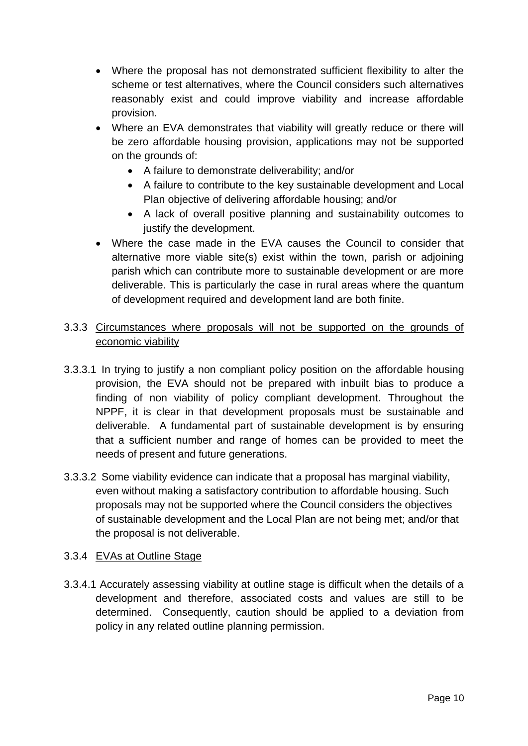- Where the proposal has not demonstrated sufficient flexibility to alter the scheme or test alternatives, where the Council considers such alternatives reasonably exist and could improve viability and increase affordable provision.
- Where an EVA demonstrates that viability will greatly reduce or there will be zero affordable housing provision, applications may not be supported on the grounds of:
  - A failure to demonstrate deliverability; and/or
  - A failure to contribute to the key sustainable development and Local Plan objective of delivering affordable housing; and/or
  - A lack of overall positive planning and sustainability outcomes to justify the development.
- Where the case made in the EVA causes the Council to consider that alternative more viable site(s) exist within the town, parish or adjoining parish which can contribute more to sustainable development or are more deliverable. This is particularly the case in rural areas where the quantum of development required and development land are both finite.

3.3.3 <u>Circumstances where proposals will not be supported on the grounds of economic viability</u>

3.3.3.1 In trying to justify a non compliant policy position on the affordable housing provision, the EVA should not be prepared with inbuilt bias to produce a finding of non viability of policy compliant development. Throughout the NPPF, it is clear in that development proposals must be sustainable and deliverable. A fundamental part of sustainable development is by ensuring that a sufficient number and range of homes can be provided to meet the needs of present and future generations.

3.3.3.2 Some viability evidence can indicate that a proposal has marginal viability, even without making a satisfactory contribution to affordable housing. Such proposals may not be supported where the Council considers the objectives of sustainable development and the Local Plan are not being met; and/or that the proposal is not deliverable.

3.3.4 <u>EVAs at Outline Stage</u>

3.3.4.1 Accurately assessing viability at outline stage is difficult when the details of a development and therefore, associated costs and values are still to be determined. Consequently, caution should be applied to a deviation from policy in any related outline planning permission.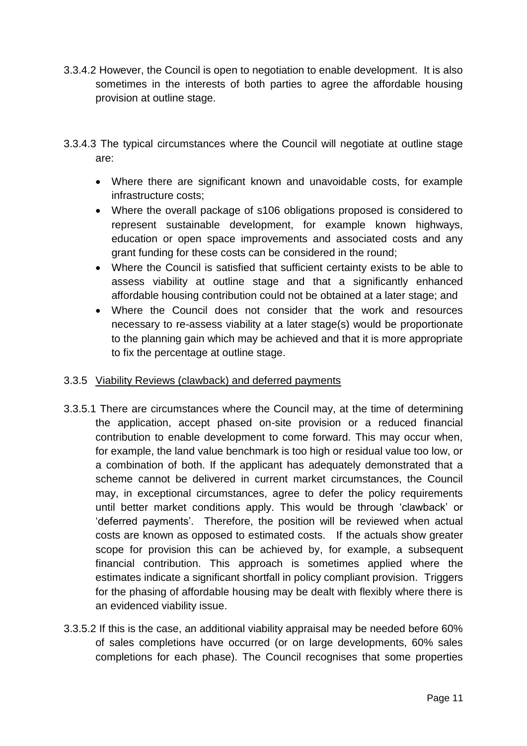3.3.4.2 However, the Council is open to negotiation to enable development. It is also sometimes in the interests of both parties to agree the affordable housing provision at outline stage.

3.3.4.3 The typical circumstances where the Council will negotiate at outline stage are:

- Where there are significant known and unavoidable costs, for example infrastructure costs;
- Where the overall package of s106 obligations proposed is considered to represent sustainable development, for example known highways, education or open space improvements and associated costs and any grant funding for these costs can be considered in the round;
- Where the Council is satisfied that sufficient certainty exists to be able to assess viability at outline stage and that a significantly enhanced affordable housing contribution could not be obtained at a later stage; and
- Where the Council does not consider that the work and resources necessary to re-assess viability at a later stage(s) would be proportionate to the planning gain which may be achieved and that it is more appropriate to fix the percentage at outline stage.

### 3.3.5 Viability Reviews (clawback) and deferred payments

3.3.5.1 There are circumstances where the Council may, at the time of determining the application, accept phased on-site provision or a reduced financial contribution to enable development to come forward. This may occur when, for example, the land value benchmark is too high or residual value too low, or a combination of both. If the applicant has adequately demonstrated that a scheme cannot be delivered in current market circumstances, the Council may, in exceptional circumstances, agree to defer the policy requirements until better market conditions apply. This would be through 'clawback' or 'deferred payments'. Therefore, the position will be reviewed when actual costs are known as opposed to estimated costs. If the actuals show greater scope for provision this can be achieved by, for example, a subsequent financial contribution. This approach is sometimes applied where the estimates indicate a significant shortfall in policy compliant provision. Triggers for the phasing of affordable housing may be dealt with flexibly where there is an evidenced viability issue.

3.3.5.2 If this is the case, an additional viability appraisal may be needed before 60% of sales completions have occurred (or on large developments, 60% sales completions for each phase). The Council recognises that some properties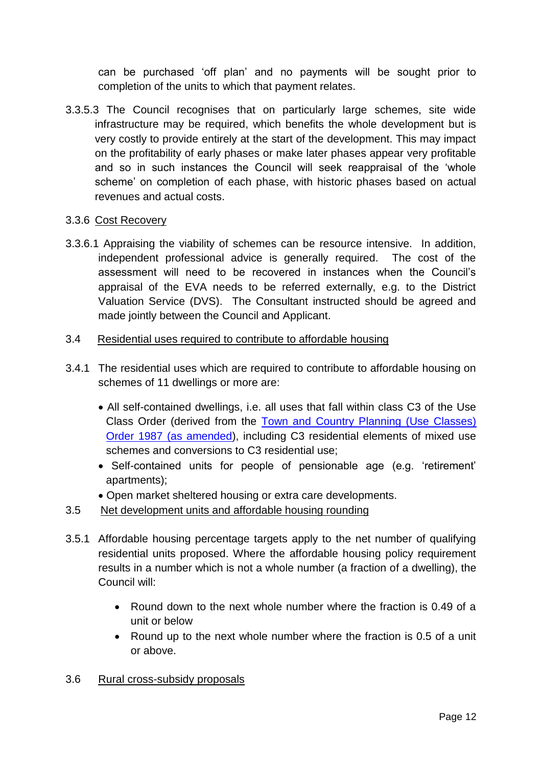can be purchased 'off plan' and no payments will be sought prior to completion of the units to which that payment relates.

3.3.5.3 The Council recognises that on particularly large schemes, site wide infrastructure may be required, which benefits the whole development but is very costly to provide entirely at the start of the development. This may impact on the profitability of early phases or make later phases appear very profitable and so in such instances the Council will seek reappraisal of the 'whole scheme' on completion of each phase, with historic phases based on actual revenues and actual costs.

3.3.6 Cost Recovery

3.3.6.1 Appraising the viability of schemes can be resource intensive. In addition, independent professional advice is generally required. The cost of the assessment will need to be recovered in instances when the Council's appraisal of the EVA needs to be referred externally, e.g. to the District Valuation Service (DVS). The Consultant instructed should be agreed and made jointly between the Council and Applicant.

3.4 Residential uses required to contribute to affordable housing

3.4.1 The residential uses which are required to contribute to affordable housing on schemes of 11 dwellings or more are:

- All self-contained dwellings, i.e. all uses that fall within class C3 of the Use Class Order (derived from the [Town and Country Planning (Use Classes) Order 1987 (as amended)](#)), including C3 residential elements of mixed use schemes and conversions to C3 residential use;
- Self-contained units for people of pensionable age (e.g. 'retirement' apartments);
- Open market sheltered housing or extra care developments.

3.5 Net development units and affordable housing rounding

3.5.1 Affordable housing percentage targets apply to the net number of qualifying residential units proposed. Where the affordable housing policy requirement results in a number which is not a whole number (a fraction of a dwelling), the Council will:

- Round down to the next whole number where the fraction is 0.49 of a unit or below
- Round up to the next whole number where the fraction is 0.5 of a unit or above.

3.6 Rural cross-subsidy proposals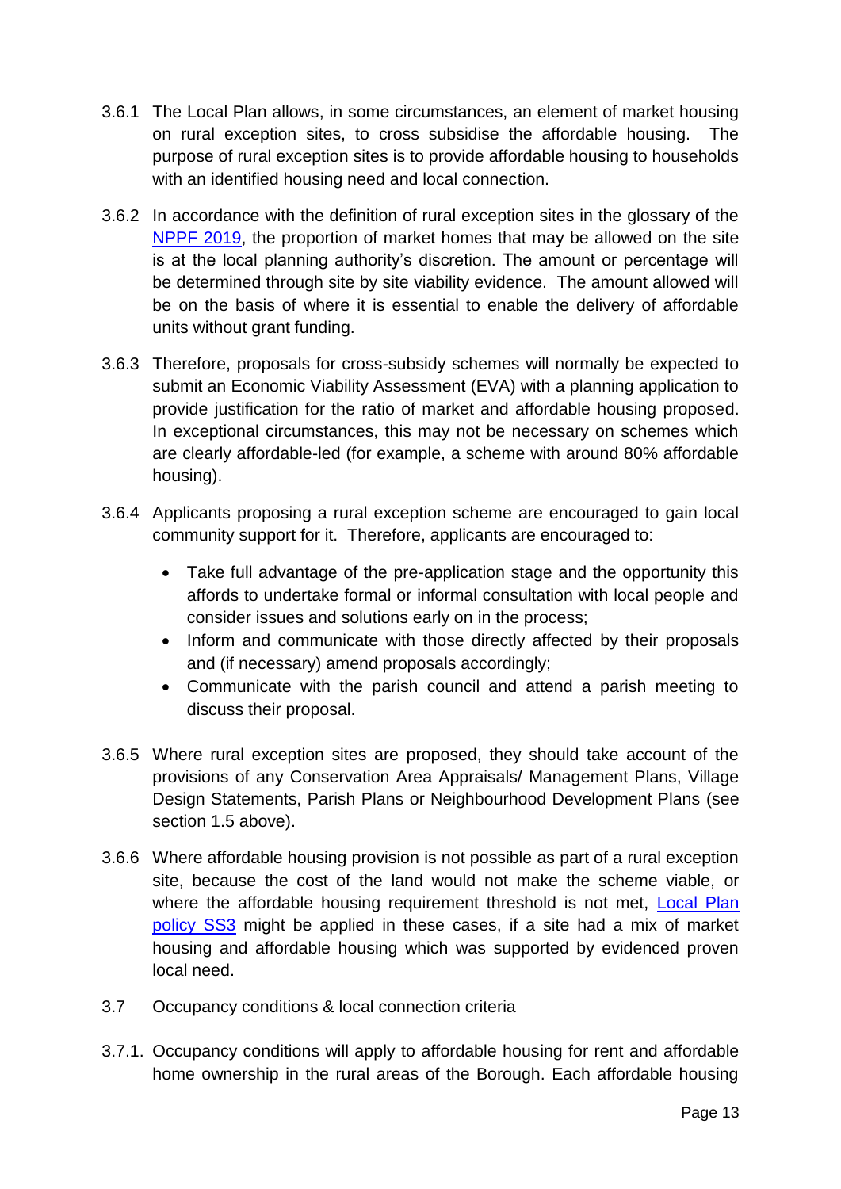3.6.1 The Local Plan allows, in some circumstances, an element of market housing on rural exception sites, to cross subsidise the affordable housing. The purpose of rural exception sites is to provide affordable housing to households with an identified housing need and local connection.

3.6.2 In accordance with the definition of rural exception sites in the glossary of the NPPF 2019, the proportion of market homes that may be allowed on the site is at the local planning authority's discretion. The amount or percentage will be determined through site by site viability evidence. The amount allowed will be on the basis of where it is essential to enable the delivery of affordable units without grant funding.

3.6.3 Therefore, proposals for cross-subsidy schemes will normally be expected to submit an Economic Viability Assessment (EVA) with a planning application to provide justification for the ratio of market and affordable housing proposed. In exceptional circumstances, this may not be necessary on schemes which are clearly affordable-led (for example, a scheme with around 80% affordable housing).

3.6.4 Applicants proposing a rural exception scheme are encouraged to gain local community support for it. Therefore, applicants are encouraged to:

- Take full advantage of the pre-application stage and the opportunity this affords to undertake formal or informal consultation with local people and consider issues and solutions early on in the process;
- Inform and communicate with those directly affected by their proposals and (if necessary) amend proposals accordingly;
- Communicate with the parish council and attend a parish meeting to discuss their proposal.

3.6.5 Where rural exception sites are proposed, they should take account of the provisions of any Conservation Area Appraisals/ Management Plans, Village Design Statements, Parish Plans or Neighbourhood Development Plans (see section 1.5 above).

3.6.6 Where affordable housing provision is not possible as part of a rural exception site, because the cost of the land would not make the scheme viable, or where the affordable housing requirement threshold is not met, Local Plan policy SS3 might be applied in these cases, if a site had a mix of market housing and affordable housing which was supported by evidenced proven local need.

## 3.7 Occupancy conditions & local connection criteria

3.7.1. Occupancy conditions will apply to affordable housing for rent and affordable home ownership in the rural areas of the Borough. Each affordable housing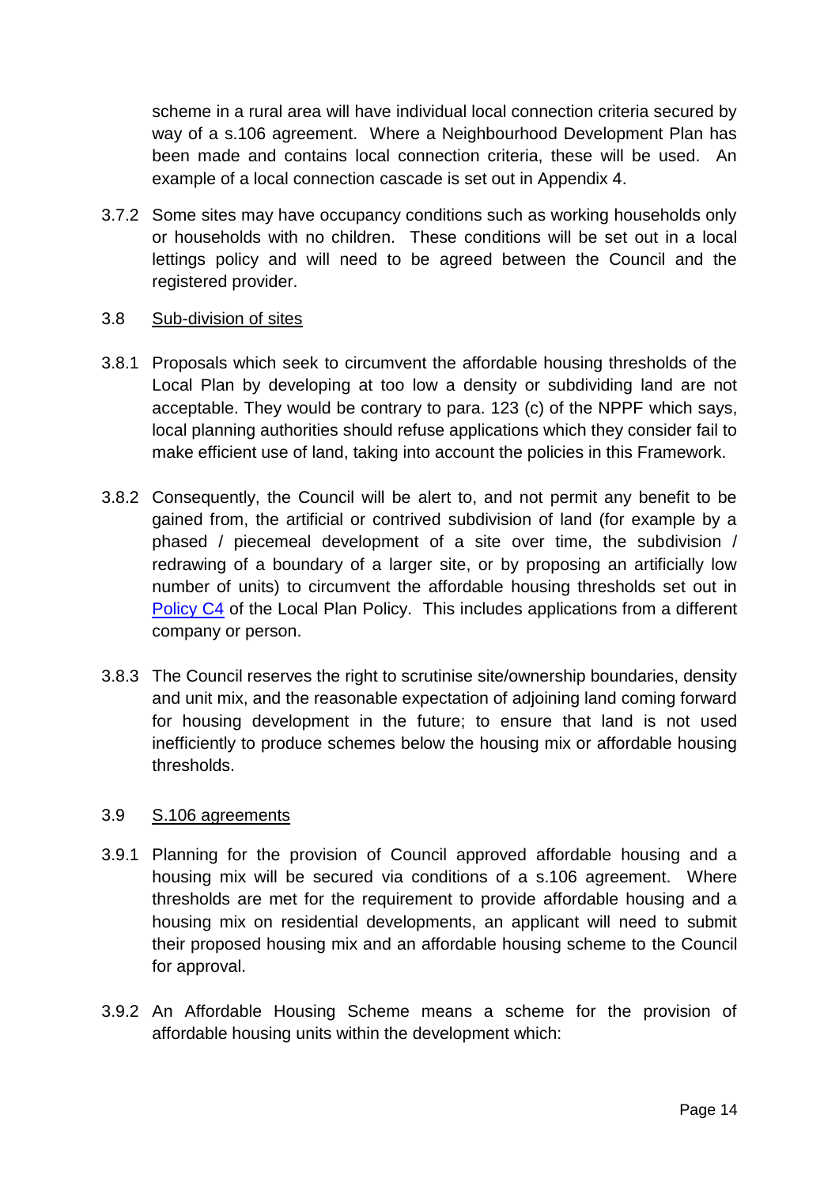scheme in a rural area will have individual local connection criteria secured by way of a s.106 agreement. Where a Neighbourhood Development Plan has been made and contains local connection criteria, these will be used. An example of a local connection cascade is set out in Appendix 4.

3.7.2 Some sites may have occupancy conditions such as working households only or households with no children. These conditions will be set out in a local lettings policy and will need to be agreed between the Council and the registered provider.

### 3.8 Sub-division of sites

3.8.1 Proposals which seek to circumvent the affordable housing thresholds of the Local Plan by developing at too low a density or subdividing land are not acceptable. They would be contrary to para. 123 (c) of the NPPF which says, local planning authorities should refuse applications which they consider fail to make efficient use of land, taking into account the policies in this Framework.

3.8.2 Consequently, the Council will be alert to, and not permit any benefit to be gained from, the artificial or contrived subdivision of land (for example by a phased / piecemeal development of a site over time, the subdivision / redrawing of a boundary of a larger site, or by proposing an artificially low number of units) to circumvent the affordable housing thresholds set out in Policy C4 of the Local Plan Policy. This includes applications from a different company or person.

3.8.3 The Council reserves the right to scrutinise site/ownership boundaries, density and unit mix, and the reasonable expectation of adjoining land coming forward for housing development in the future; to ensure that land is not used inefficiently to produce schemes below the housing mix or affordable housing thresholds.

### 3.9 S.106 agreements

3.9.1 Planning for the provision of Council approved affordable housing and a housing mix will be secured via conditions of a s.106 agreement. Where thresholds are met for the requirement to provide affordable housing and a housing mix on residential developments, an applicant will need to submit their proposed housing mix and an affordable housing scheme to the Council for approval.

3.9.2 An Affordable Housing Scheme means a scheme for the provision of affordable housing units within the development which: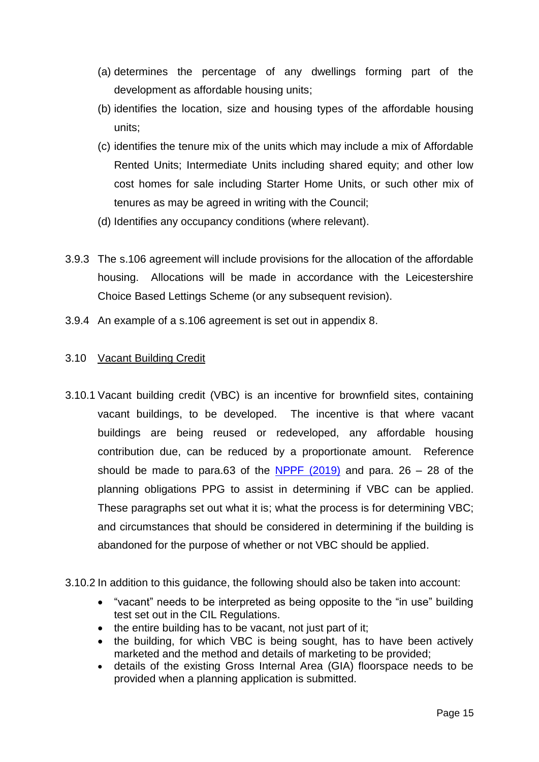(a) determines the percentage of any dwellings forming part of the development as affordable housing units;

(b) identifies the location, size and housing types of the affordable housing units;

(c) identifies the tenure mix of the units which may include a mix of Affordable Rented Units; Intermediate Units including shared equity; and other low cost homes for sale including Starter Home Units, or such other mix of tenures as may be agreed in writing with the Council;

(d) Identifies any occupancy conditions (where relevant).

3.9.3 The s.106 agreement will include provisions for the allocation of the affordable housing. Allocations will be made in accordance with the Leicestershire Choice Based Lettings Scheme (or any subsequent revision).

3.9.4 An example of a s.106 agreement is set out in appendix 8.

## 3.10 Vacant Building Credit

3.10.1 Vacant building credit (VBC) is an incentive for brownfield sites, containing vacant buildings, to be developed. The incentive is that where vacant buildings are being reused or redeveloped, any affordable housing contribution due, can be reduced by a proportionate amount. Reference should be made to para.63 of the [NPPF (2019)]() and para. 26 – 28 of the planning obligations PPG to assist in determining if VBC can be applied. These paragraphs set out what it is; what the process is for determining VBC; and circumstances that should be considered in determining if the building is abandoned for the purpose of whether or not VBC should be applied.

3.10.2 In addition to this guidance, the following should also be taken into account:

- "vacant" needs to be interpreted as being opposite to the "in use" building test set out in the CIL Regulations.
- the entire building has to be vacant, not just part of it;
- the building, for which VBC is being sought, has to have been actively marketed and the method and details of marketing to be provided;
- details of the existing Gross Internal Area (GIA) floorspace needs to be provided when a planning application is submitted.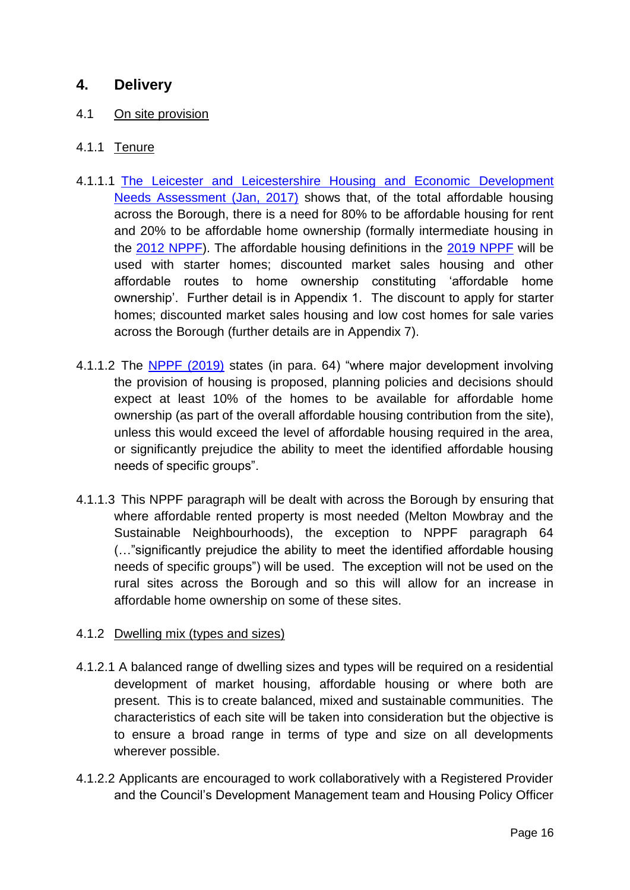## 4. Delivery

4.1 On site provision

4.1.1 Tenure

4.1.1.1 The Leicester and Leicestershire Housing and Economic Development Needs Assessment (Jan, 2017) shows that, of the total affordable housing across the Borough, there is a need for 80% to be affordable housing for rent and 20% to be affordable home ownership (formally intermediate housing in the 2012 NPPF). The affordable housing definitions in the 2019 NPPF will be used with starter homes; discounted market sales housing and other affordable routes to home ownership constituting 'affordable home ownership'. Further detail is in Appendix 1. The discount to apply for starter homes; discounted market sales housing and low cost homes for sale varies across the Borough (further details are in Appendix 7).

4.1.1.2 The NPPF (2019) states (in para. 64) "where major development involving the provision of housing is proposed, planning policies and decisions should expect at least 10% of the homes to be available for affordable home ownership (as part of the overall affordable housing contribution from the site), unless this would exceed the level of affordable housing required in the area, or significantly prejudice the ability to meet the identified affordable housing needs of specific groups".

4.1.1.3 This NPPF paragraph will be dealt with across the Borough by ensuring that where affordable rented property is most needed (Melton Mowbray and the Sustainable Neighbourhoods), the exception to NPPF paragraph 64 (…"significantly prejudice the ability to meet the identified affordable housing needs of specific groups") will be used. The exception will not be used on the rural sites across the Borough and so this will allow for an increase in affordable home ownership on some of these sites.

4.1.2 Dwelling mix (types and sizes)

4.1.2.1 A balanced range of dwelling sizes and types will be required on a residential development of market housing, affordable housing or where both are present. This is to create balanced, mixed and sustainable communities. The characteristics of each site will be taken into consideration but the objective is to ensure a broad range in terms of type and size on all developments wherever possible.

4.1.2.2 Applicants are encouraged to work collaboratively with a Registered Provider and the Council's Development Management team and Housing Policy Officer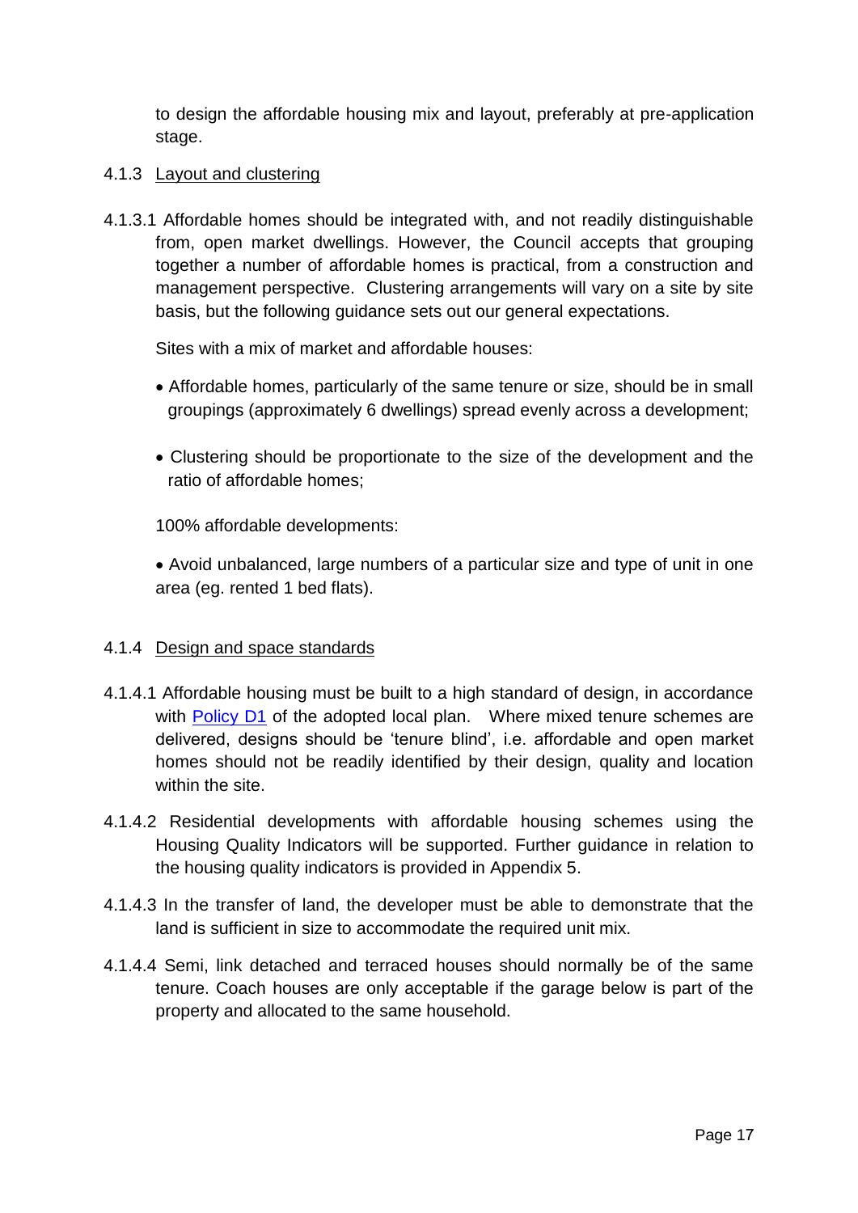to design the affordable housing mix and layout, preferably at pre-application stage.

4.1.3 Layout and clustering

4.1.3.1 Affordable homes should be integrated with, and not readily distinguishable from, open market dwellings. However, the Council accepts that grouping together a number of affordable homes is practical, from a construction and management perspective. Clustering arrangements will vary on a site by site basis, but the following guidance sets out our general expectations.

Sites with a mix of market and affordable houses:

- Affordable homes, particularly of the same tenure or size, should be in small groupings (approximately 6 dwellings) spread evenly across a development;
- Clustering should be proportionate to the size of the development and the ratio of affordable homes;

100% affordable developments:

- Avoid unbalanced, large numbers of a particular size and type of unit in one area (eg. rented 1 bed flats).

4.1.4 Design and space standards

4.1.4.1 Affordable housing must be built to a high standard of design, in accordance with Policy D1 of the adopted local plan. Where mixed tenure schemes are delivered, designs should be 'tenure blind', i.e. affordable and open market homes should not be readily identified by their design, quality and location within the site.

4.1.4.2 Residential developments with affordable housing schemes using the Housing Quality Indicators will be supported. Further guidance in relation to the housing quality indicators is provided in Appendix 5.

4.1.4.3 In the transfer of land, the developer must be able to demonstrate that the land is sufficient in size to accommodate the required unit mix.

4.1.4.4 Semi, link detached and terraced houses should normally be of the same tenure. Coach houses are only acceptable if the garage below is part of the property and allocated to the same household.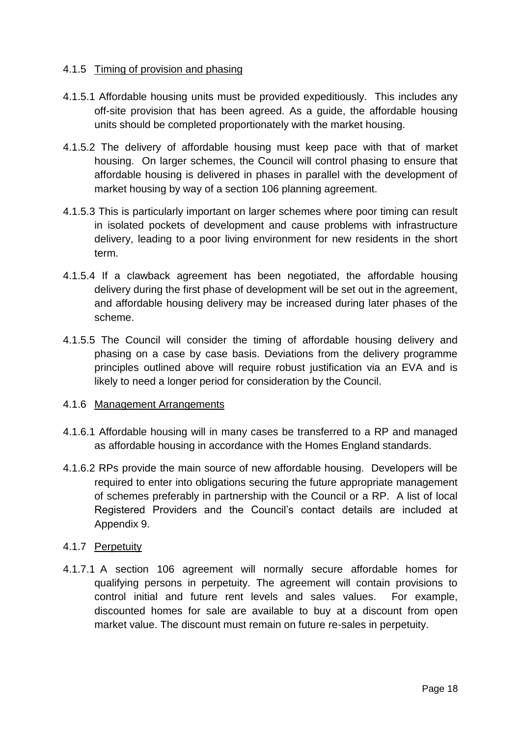### 4.1.5 Timing of provision and phasing

4.1.5.1 Affordable housing units must be provided expeditiously. This includes any off-site provision that has been agreed. As a guide, the affordable housing units should be completed proportionately with the market housing.

4.1.5.2 The delivery of affordable housing must keep pace with that of market housing. On larger schemes, the Council will control phasing to ensure that affordable housing is delivered in phases in parallel with the development of market housing by way of a section 106 planning agreement.

4.1.5.3 This is particularly important on larger schemes where poor timing can result in isolated pockets of development and cause problems with infrastructure delivery, leading to a poor living environment for new residents in the short term.

4.1.5.4 If a clawback agreement has been negotiated, the affordable housing delivery during the first phase of development will be set out in the agreement, and affordable housing delivery may be increased during later phases of the scheme.

4.1.5.5 The Council will consider the timing of affordable housing delivery and phasing on a case by case basis. Deviations from the delivery programme principles outlined above will require robust justification via an EVA and is likely to need a longer period for consideration by the Council.

### 4.1.6 Management Arrangements

4.1.6.1 Affordable housing will in many cases be transferred to a RP and managed as affordable housing in accordance with the Homes England standards.

4.1.6.2 RPs provide the main source of new affordable housing. Developers will be required to enter into obligations securing the future appropriate management of schemes preferably in partnership with the Council or a RP. A list of local Registered Providers and the Council's contact details are included at Appendix 9.

### 4.1.7 Perpetuity

4.1.7.1 A section 106 agreement will normally secure affordable homes for qualifying persons in perpetuity. The agreement will contain provisions to control initial and future rent levels and sales values. For example, discounted homes for sale are available to buy at a discount from open market value. The discount must remain on future re-sales in perpetuity.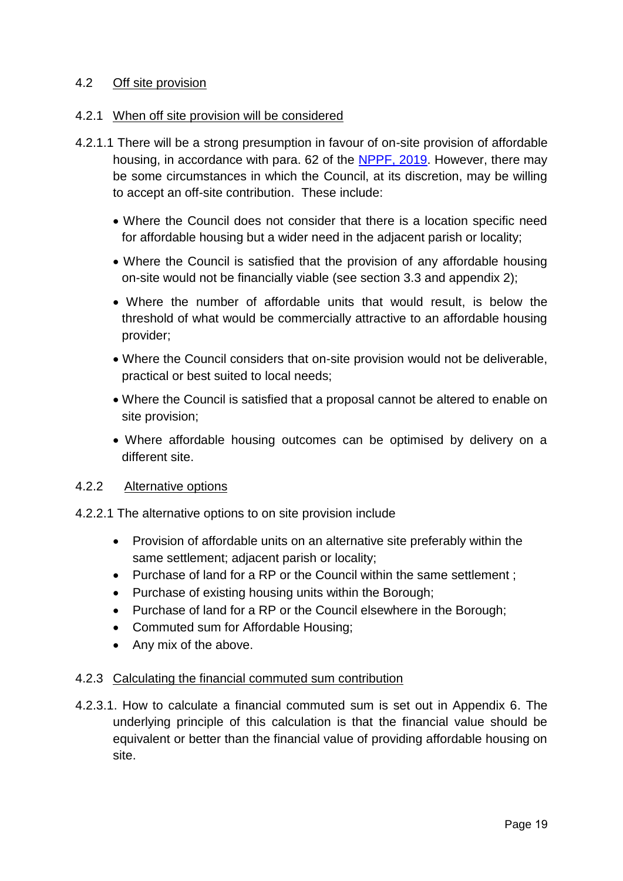## 4.2 Off site provision

### 4.2.1 When off site provision will be considered

4.2.1.1 There will be a strong presumption in favour of on-site provision of affordable housing, in accordance with para. 62 of the [NPPF, 2019](). However, there may be some circumstances in which the Council, at its discretion, may be willing to accept an off-site contribution. These include:

- Where the Council does not consider that there is a location specific need for affordable housing but a wider need in the adjacent parish or locality;
- Where the Council is satisfied that the provision of any affordable housing on-site would not be financially viable (see section 3.3 and appendix 2);
- Where the number of affordable units that would result, is below the threshold of what would be commercially attractive to an affordable housing provider;
- Where the Council considers that on-site provision would not be deliverable, practical or best suited to local needs;
- Where the Council is satisfied that a proposal cannot be altered to enable on site provision;
- Where affordable housing outcomes can be optimised by delivery on a different site.

### 4.2.2 Alternative options

4.2.2.1 The alternative options to on site provision include

- Provision of affordable units on an alternative site preferably within the same settlement; adjacent parish or locality;
- Purchase of land for a RP or the Council within the same settlement ;
- Purchase of existing housing units within the Borough;
- Purchase of land for a RP or the Council elsewhere in the Borough;
- Commuted sum for Affordable Housing;
- Any mix of the above.

### 4.2.3 Calculating the financial commuted sum contribution

4.2.3.1. How to calculate a financial commuted sum is set out in Appendix 6. The underlying principle of this calculation is that the financial value should be equivalent or better than the financial value of providing affordable housing on site.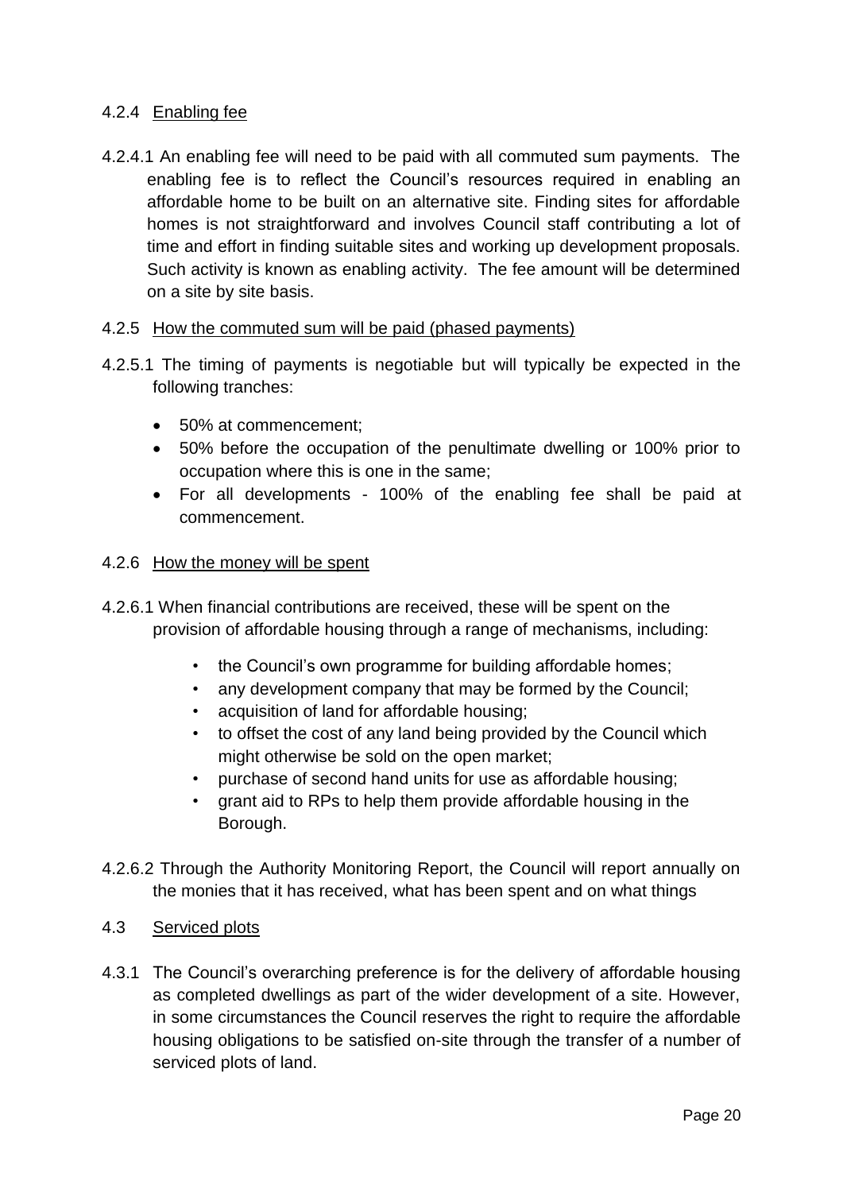### 4.2.4 Enabling fee

4.2.4.1 An enabling fee will need to be paid with all commuted sum payments. The enabling fee is to reflect the Council's resources required in enabling an affordable home to be built on an alternative site. Finding sites for affordable homes is not straightforward and involves Council staff contributing a lot of time and effort in finding suitable sites and working up development proposals. Such activity is known as enabling activity. The fee amount will be determined on a site by site basis.

### 4.2.5 How the commuted sum will be paid (phased payments)

4.2.5.1 The timing of payments is negotiable but will typically be expected in the following tranches:

- 50% at commencement;
- 50% before the occupation of the penultimate dwelling or 100% prior to occupation where this is one in the same;
- For all developments - 100% of the enabling fee shall be paid at commencement.

### 4.2.6 How the money will be spent

4.2.6.1 When financial contributions are received, these will be spent on the provision of affordable housing through a range of mechanisms, including:

- the Council's own programme for building affordable homes;
- any development company that may be formed by the Council;
- acquisition of land for affordable housing;
- to offset the cost of any land being provided by the Council which might otherwise be sold on the open market;
- purchase of second hand units for use as affordable housing;
- grant aid to RPs to help them provide affordable housing in the Borough.

4.2.6.2 Through the Authority Monitoring Report, the Council will report annually on the monies that it has received, what has been spent and on what things

## 4.3 Serviced plots

4.3.1 The Council's overarching preference is for the delivery of affordable housing as completed dwellings as part of the wider development of a site. However, in some circumstances the Council reserves the right to require the affordable housing obligations to be satisfied on-site through the transfer of a number of serviced plots of land.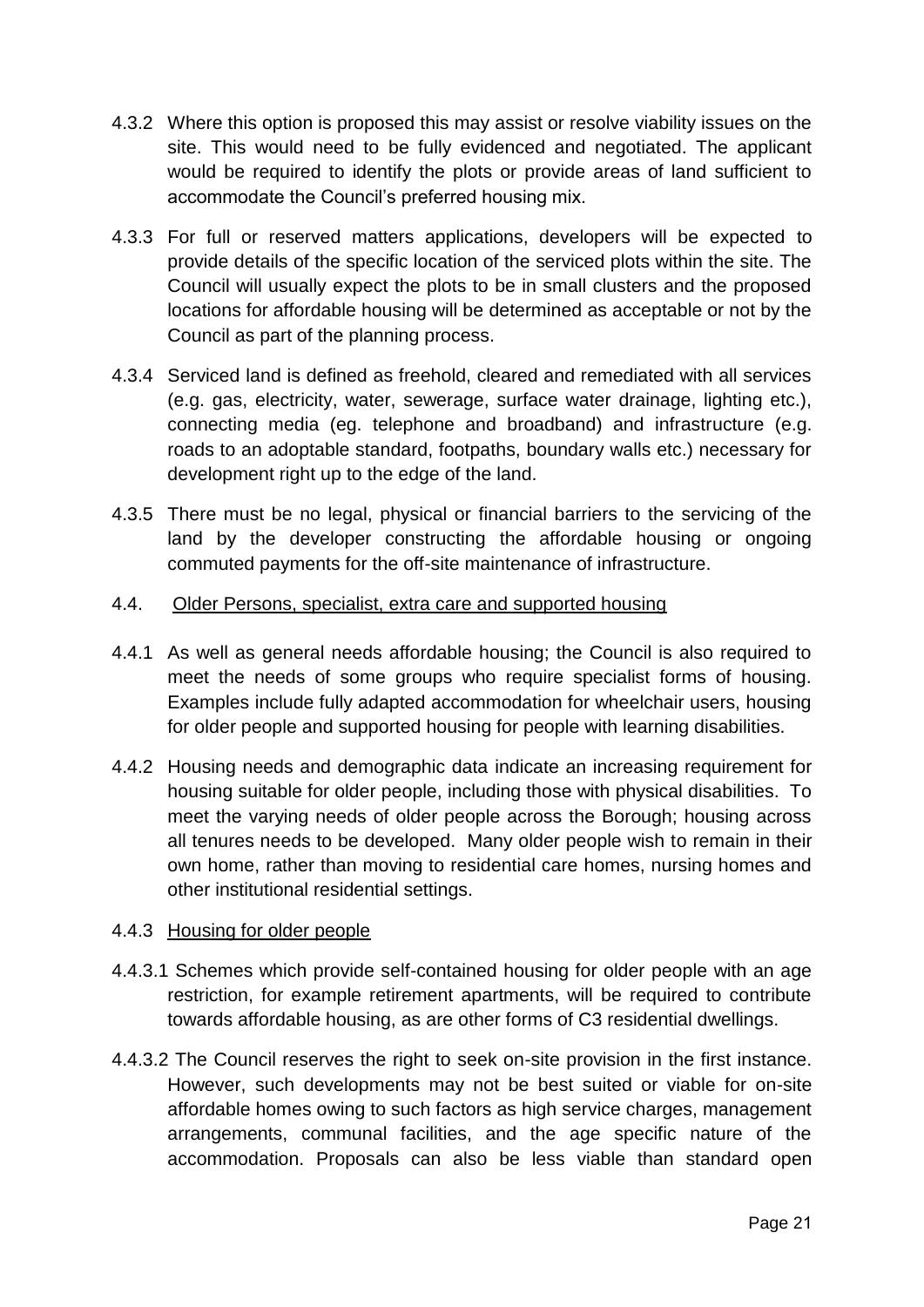4.3.2 Where this option is proposed this may assist or resolve viability issues on the site. This would need to be fully evidenced and negotiated. The applicant would be required to identify the plots or provide areas of land sufficient to accommodate the Council's preferred housing mix.

4.3.3 For full or reserved matters applications, developers will be expected to provide details of the specific location of the serviced plots within the site. The Council will usually expect the plots to be in small clusters and the proposed locations for affordable housing will be determined as acceptable or not by the Council as part of the planning process.

4.3.4 Serviced land is defined as freehold, cleared and remediated with all services (e.g. gas, electricity, water, sewerage, surface water drainage, lighting etc.), connecting media (eg. telephone and broadband) and infrastructure (e.g. roads to an adoptable standard, footpaths, boundary walls etc.) necessary for development right up to the edge of the land.

4.3.5 There must be no legal, physical or financial barriers to the servicing of the land by the developer constructing the affordable housing or ongoing commuted payments for the off-site maintenance of infrastructure.

## 4.4. Older Persons, specialist, extra care and supported housing

4.4.1 As well as general needs affordable housing; the Council is also required to meet the needs of some groups who require specialist forms of housing. Examples include fully adapted accommodation for wheelchair users, housing for older people and supported housing for people with learning disabilities.

4.4.2 Housing needs and demographic data indicate an increasing requirement for housing suitable for older people, including those with physical disabilities. To meet the varying needs of older people across the Borough; housing across all tenures needs to be developed. Many older people wish to remain in their own home, rather than moving to residential care homes, nursing homes and other institutional residential settings.

### 4.4.3 Housing for older people

4.4.3.1 Schemes which provide self-contained housing for older people with an age restriction, for example retirement apartments, will be required to contribute towards affordable housing, as are other forms of C3 residential dwellings.

4.4.3.2 The Council reserves the right to seek on-site provision in the first instance. However, such developments may not be best suited or viable for on-site affordable homes owing to such factors as high service charges, management arrangements, communal facilities, and the age specific nature of the accommodation. Proposals can also be less viable than standard open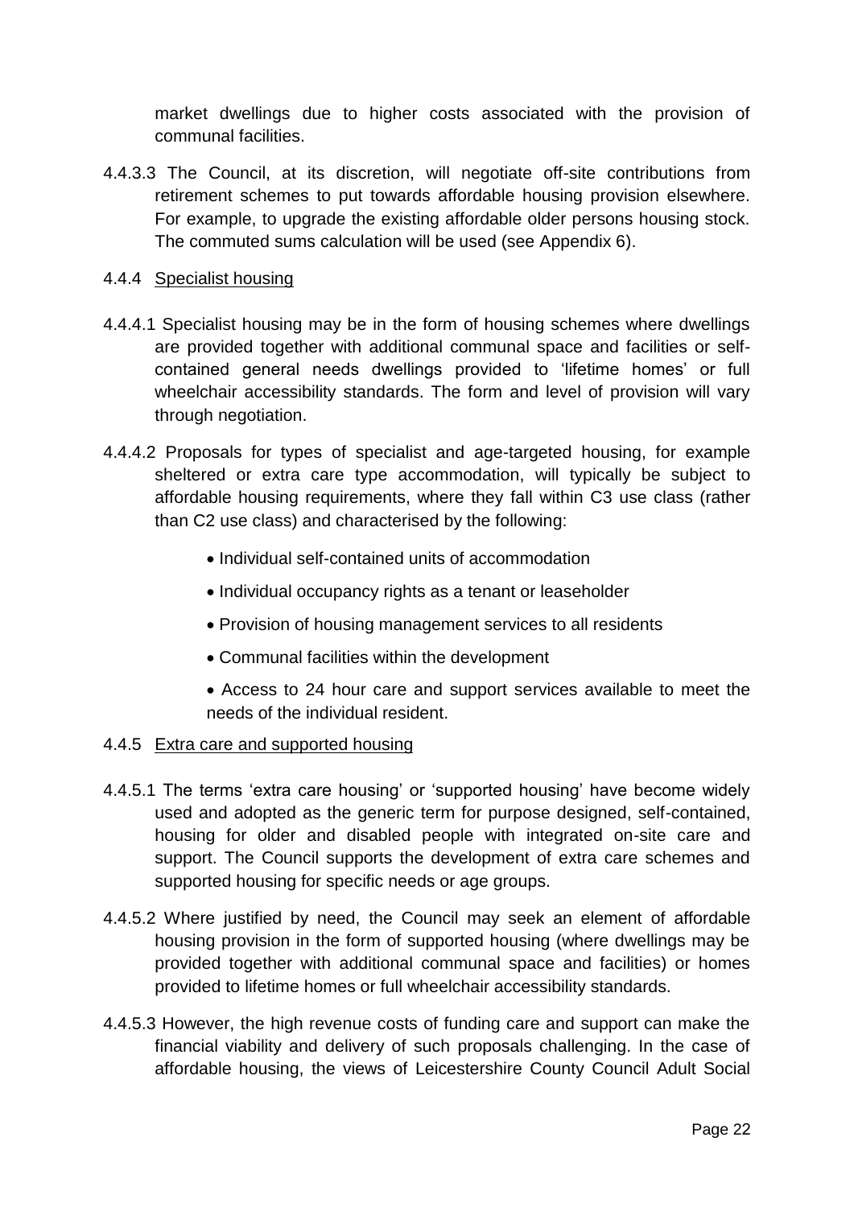market dwellings due to higher costs associated with the provision of communal facilities.

4.4.3.3 The Council, at its discretion, will negotiate off-site contributions from retirement schemes to put towards affordable housing provision elsewhere. For example, to upgrade the existing affordable older persons housing stock. The commuted sums calculation will be used (see Appendix 6).

### 4.4.4 Specialist housing

4.4.4.1 Specialist housing may be in the form of housing schemes where dwellings are provided together with additional communal space and facilities or self-contained general needs dwellings provided to 'lifetime homes' or full wheelchair accessibility standards. The form and level of provision will vary through negotiation.

4.4.4.2 Proposals for types of specialist and age-targeted housing, for example sheltered or extra care type accommodation, will typically be subject to affordable housing requirements, where they fall within C3 use class (rather than C2 use class) and characterised by the following:

- Individual self-contained units of accommodation
- Individual occupancy rights as a tenant or leaseholder
- Provision of housing management services to all residents
- Communal facilities within the development
- Access to 24 hour care and support services available to meet the needs of the individual resident.

### 4.4.5 Extra care and supported housing

4.4.5.1 The terms 'extra care housing' or 'supported housing' have become widely used and adopted as the generic term for purpose designed, self-contained, housing for older and disabled people with integrated on-site care and support. The Council supports the development of extra care schemes and supported housing for specific needs or age groups.

4.4.5.2 Where justified by need, the Council may seek an element of affordable housing provision in the form of supported housing (where dwellings may be provided together with additional communal space and facilities) or homes provided to lifetime homes or full wheelchair accessibility standards.

4.4.5.3 However, the high revenue costs of funding care and support can make the financial viability and delivery of such proposals challenging. In the case of affordable housing, the views of Leicestershire County Council Adult Social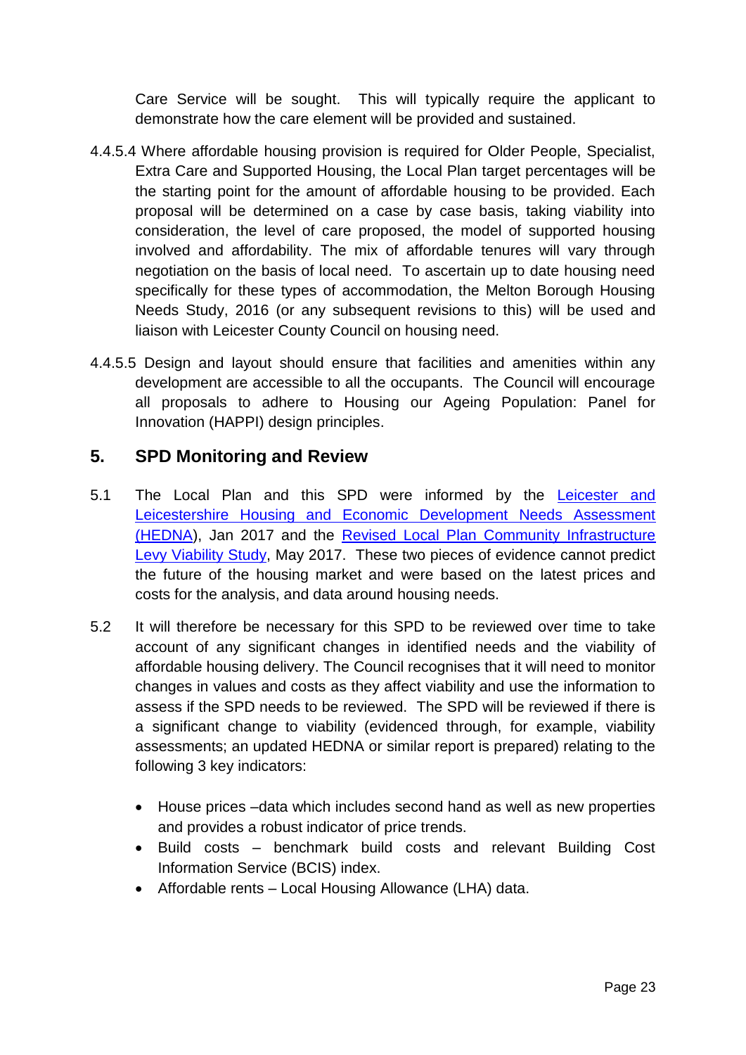Care Service will be sought. This will typically require the applicant to demonstrate how the care element will be provided and sustained.

4.4.5.4 Where affordable housing provision is required for Older People, Specialist, Extra Care and Supported Housing, the Local Plan target percentages will be the starting point for the amount of affordable housing to be provided. Each proposal will be determined on a case by case basis, taking viability into consideration, the level of care proposed, the model of supported housing involved and affordability. The mix of affordable tenures will vary through negotiation on the basis of local need. To ascertain up to date housing need specifically for these types of accommodation, the Melton Borough Housing Needs Study, 2016 (or any subsequent revisions to this) will be used and liaison with Leicester County Council on housing need.

4.4.5.5 Design and layout should ensure that facilities and amenities within any development are accessible to all the occupants. The Council will encourage all proposals to adhere to Housing our Ageing Population: Panel for Innovation (HAPPI) design principles.

## 5. SPD Monitoring and Review

5.1 The Local Plan and this SPD were informed by the Leicester and Leicestershire Housing and Economic Development Needs Assessment (HEDNA), Jan 2017 and the Revised Local Plan Community Infrastructure Levy Viability Study, May 2017. These two pieces of evidence cannot predict the future of the housing market and were based on the latest prices and costs for the analysis, and data around housing needs.

5.2 It will therefore be necessary for this SPD to be reviewed over time to take account of any significant changes in identified needs and the viability of affordable housing delivery. The Council recognises that it will need to monitor changes in values and costs as they affect viability and use the information to assess if the SPD needs to be reviewed. The SPD will be reviewed if there is a significant change to viability (evidenced through, for example, viability assessments; an updated HEDNA or similar report is prepared) relating to the following 3 key indicators:

- House prices –data which includes second hand as well as new properties and provides a robust indicator of price trends.
- Build costs – benchmark build costs and relevant Building Cost Information Service (BCIS) index.
- Affordable rents – Local Housing Allowance (LHA) data.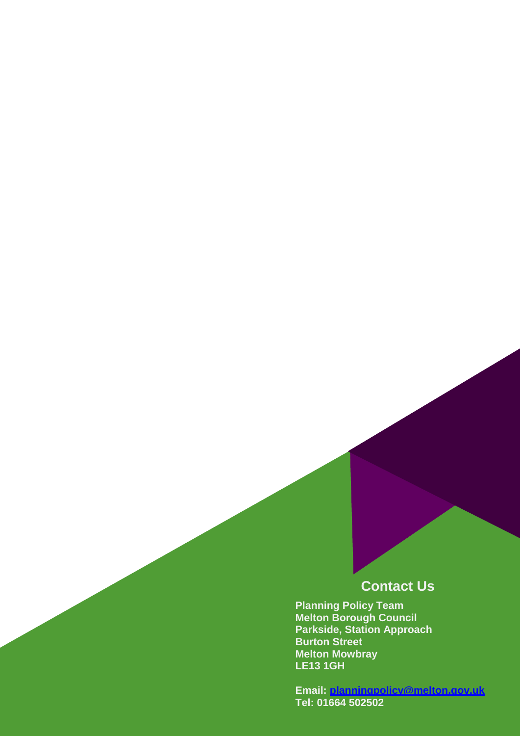## Contact Us

**Planning Policy Team**
**Melton Borough Council**
**Parkside, Station Approach**
**Burton Street**
**Melton Mowbray**
**LE13 1GH**

**Email: planningpolicy@melton.gov.uk**
**Tel: 01664 502502**